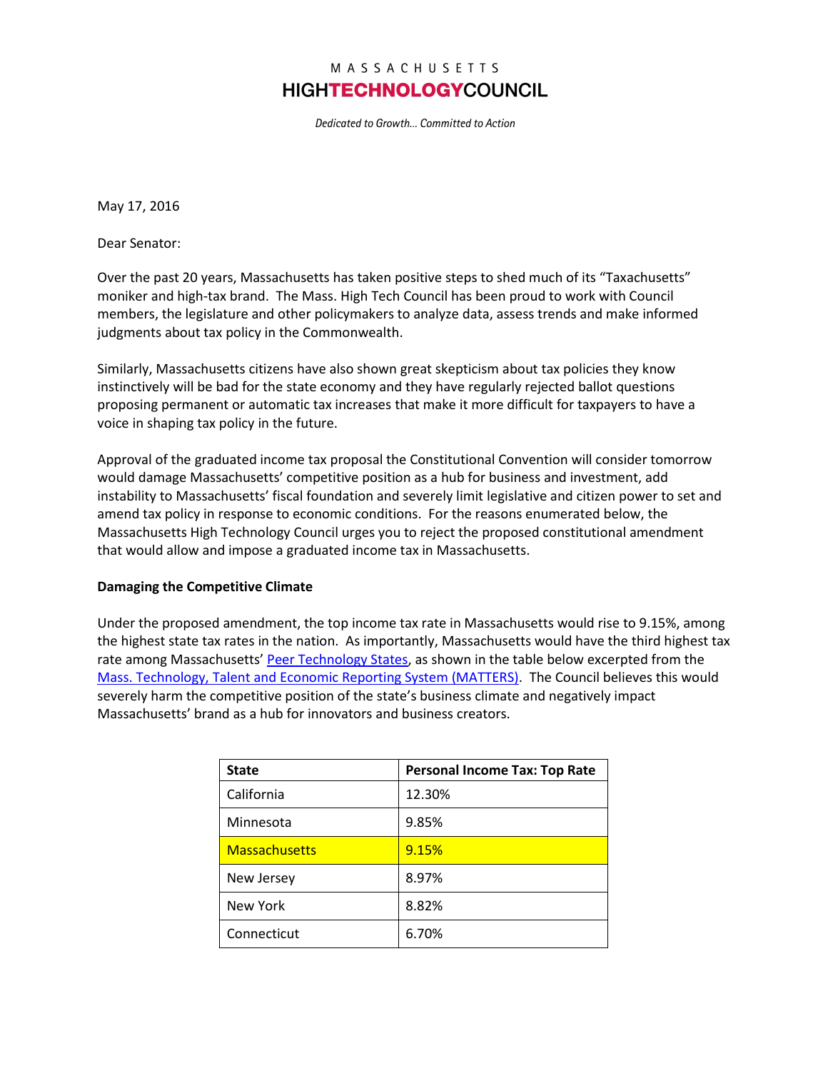MASSACHUSETTS

**HIGHTECHNOLOGYCOUNCIL**

*Dedicated to Growth… Committed to Action*

May 17, 2016

Dear Senator:

Over the past 20 years, Massachusetts has taken positive steps to shed much of its "Taxachusetts" moniker and high-tax brand. The Mass. High Tech Council has been proud to work with Council members, the legislature and other policymakers to analyze data, assess trends and make informed judgments about tax policy in the Commonwealth.

Similarly, Massachusetts citizens have also shown great skepticism about tax policies they know instinctively will be bad for the state economy and they have regularly rejected ballot questions proposing permanent or automatic tax increases that make it more difficult for taxpayers to have a voice in shaping tax policy in the future.

Approval of the graduated income tax proposal the Constitutional Convention will consider tomorrow would damage Massachusetts' competitive position as a hub for business and investment, add instability to Massachusetts' fiscal foundation and severely limit legislative and citizen power to set and amend tax policy in response to economic conditions. For the reasons enumerated below, the Massachusetts High Technology Council urges you to reject the proposed constitutional amendment that would allow and impose a graduated income tax in Massachusetts.

**Damaging the Competitive Climate**

Under the proposed amendment, the top income tax rate in Massachusetts would rise to 9.15%, among the highest state tax rates in the nation. As importantly, Massachusetts would have the third highest tax rate among Massachusetts' Peer Technology States, as shown in the table below excerpted from the Mass. Technology, Talent and Economic Reporting System (MATTERS). The Council believes this would severely harm the competitive position of the state's business climate and negatively impact Massachusetts' brand as a hub for innovators and business creators.

| State | Personal Income Tax: Top Rate |
|---|---|
| California | 12.30% |
| Minnesota | 9.85% |
| Massachusetts | 9.15% |
| New Jersey | 8.97% |
| New York | 8.82% |
| Connecticut | 6.70% |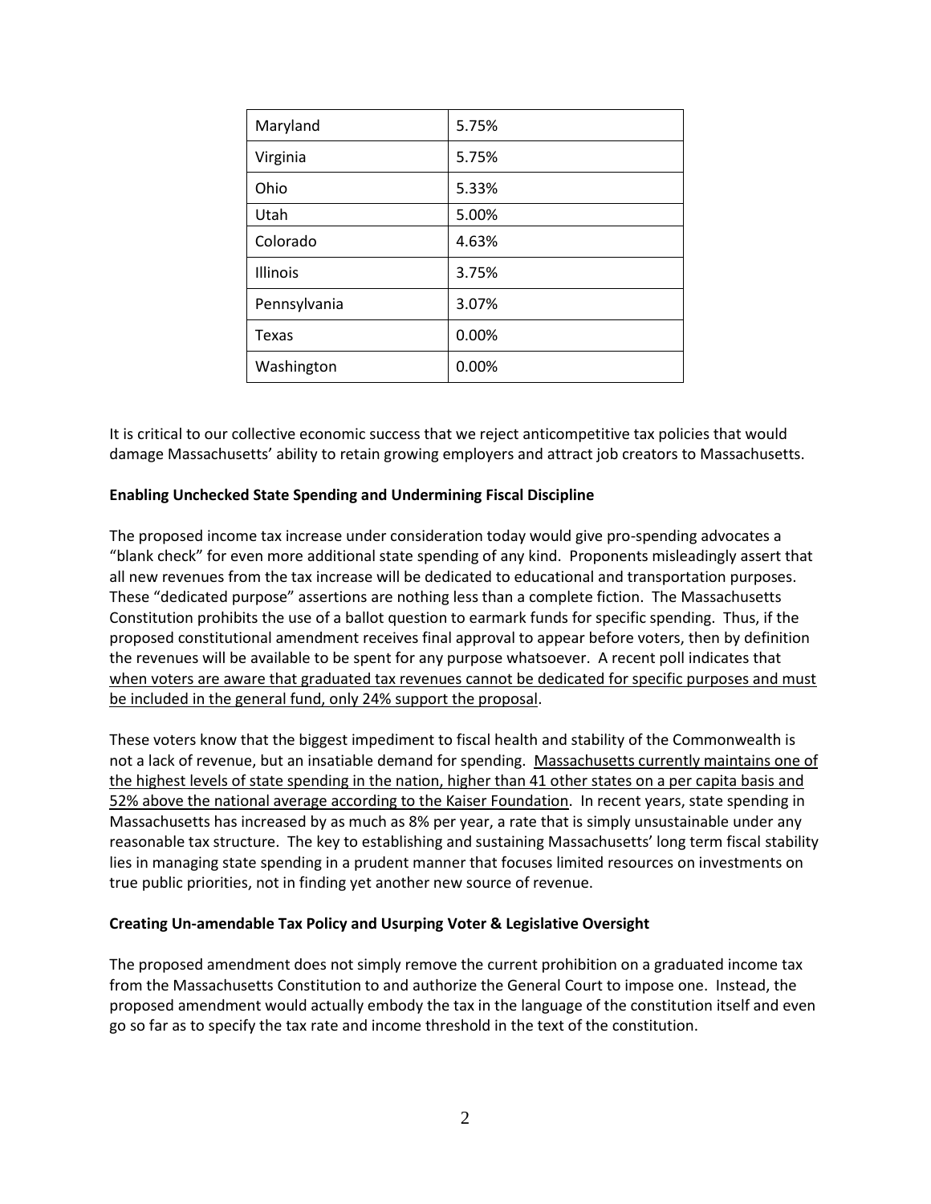| Maryland | 5.75% |
|---|---|
| Virginia | 5.75% |
| Ohio | 5.33% |
| Utah | 5.00% |
| Colorado | 4.63% |
| Illinois | 3.75% |
| Pennsylvania | 3.07% |
| Texas | 0.00% |
| Washington | 0.00% |

It is critical to our collective economic success that we reject anticompetitive tax policies that would damage Massachusetts' ability to retain growing employers and attract job creators to Massachusetts.

**Enabling Unchecked State Spending and Undermining Fiscal Discipline**

The proposed income tax increase under consideration today would give pro-spending advocates a "blank check" for even more additional state spending of any kind. Proponents misleadingly assert that all new revenues from the tax increase will be dedicated to educational and transportation purposes. These "dedicated purpose" assertions are nothing less than a complete fiction. The Massachusetts Constitution prohibits the use of a ballot question to earmark funds for specific spending. Thus, if the proposed constitutional amendment receives final approval to appear before voters, then by definition the revenues will be available to be spent for any purpose whatsoever. A recent poll indicates that when voters are aware that graduated tax revenues cannot be dedicated for specific purposes and must be included in the general fund, only 24% support the proposal.

These voters know that the biggest impediment to fiscal health and stability of the Commonwealth is not a lack of revenue, but an insatiable demand for spending. Massachusetts currently maintains one of the highest levels of state spending in the nation, higher than 41 other states on a per capita basis and 52% above the national average according to the Kaiser Foundation. In recent years, state spending in Massachusetts has increased by as much as 8% per year, a rate that is simply unsustainable under any reasonable tax structure. The key to establishing and sustaining Massachusetts' long term fiscal stability lies in managing state spending in a prudent manner that focuses limited resources on investments on true public priorities, not in finding yet another new source of revenue.

**Creating Un-amendable Tax Policy and Usurping Voter & Legislative Oversight**

The proposed amendment does not simply remove the current prohibition on a graduated income tax from the Massachusetts Constitution to and authorize the General Court to impose one. Instead, the proposed amendment would actually embody the tax in the language of the constitution itself and even go so far as to specify the tax rate and income threshold in the text of the constitution.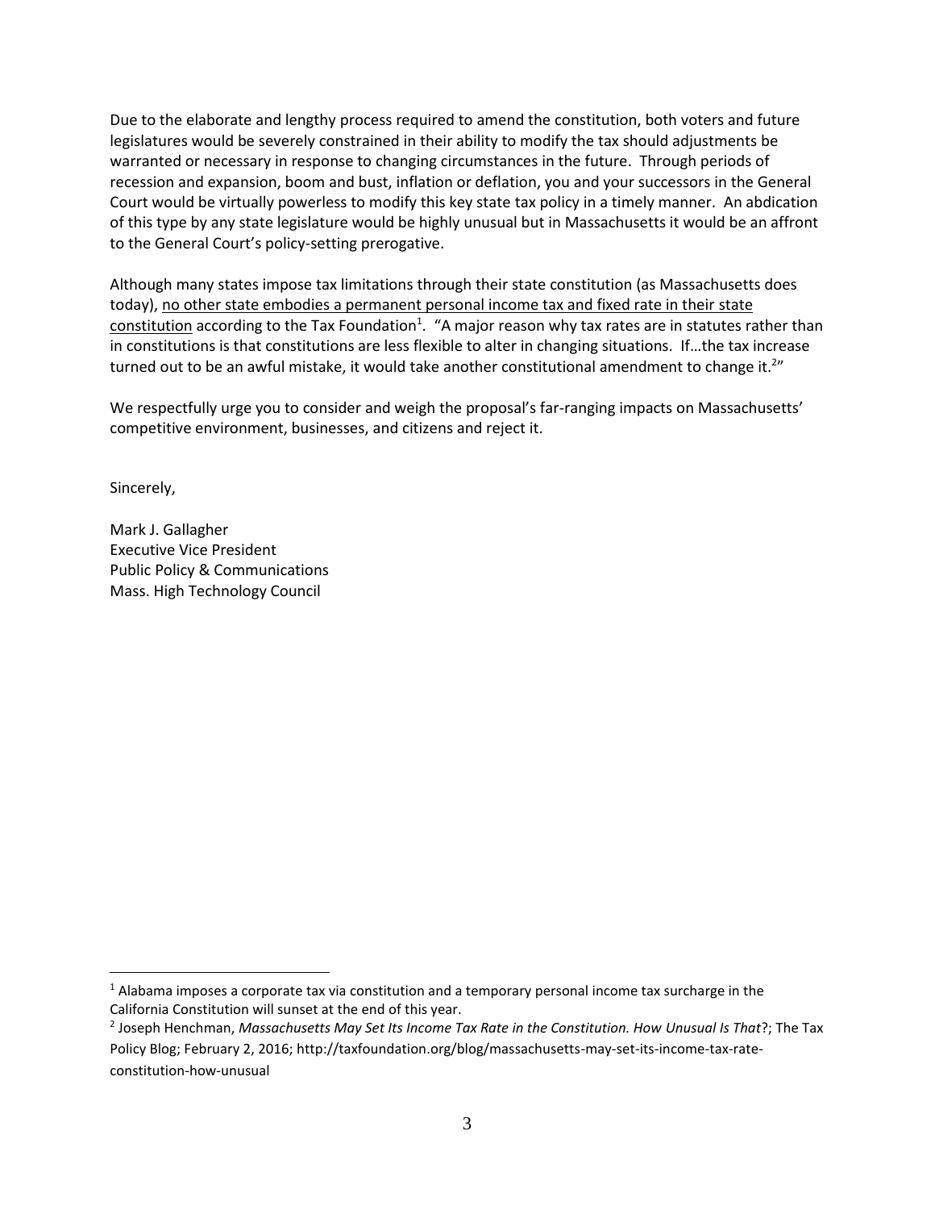Due to the elaborate and lengthy process required to amend the constitution, both voters and future legislatures would be severely constrained in their ability to modify the tax should adjustments be warranted or necessary in response to changing circumstances in the future. Through periods of recession and expansion, boom and bust, inflation or deflation, you and your successors in the General Court would be virtually powerless to modify this key state tax policy in a timely manner. An abdication of this type by any state legislature would be highly unusual but in Massachusetts it would be an affront to the General Court's policy-setting prerogative.

Although many states impose tax limitations through their state constitution (as Massachusetts does today), <u>no other state embodies a permanent personal income tax and fixed rate in their state constitution</u> according to the Tax Foundation[1]. "A major reason why tax rates are in statutes rather than in constitutions is that constitutions are less flexible to alter in changing situations. If…the tax increase turned out to be an awful mistake, it would take another constitutional amendment to change it.[2]"

We respectfully urge you to consider and weigh the proposal's far-ranging impacts on Massachusetts' competitive environment, businesses, and citizens and reject it.

Sincerely,

Mark J. Gallagher
Executive Vice President
Public Policy & Communications
Mass. High Technology Council

---

[1] Alabama imposes a corporate tax via constitution and a temporary personal income tax surcharge in the California Constitution will sunset at the end of this year.

[2] Joseph Henchman, *Massachusetts May Set Its Income Tax Rate in the Constitution. How Unusual Is That*?; The Tax Policy Blog; February 2, 2016; http://taxfoundation.org/blog/massachusetts-may-set-its-income-tax-rate-constitution-how-unusual